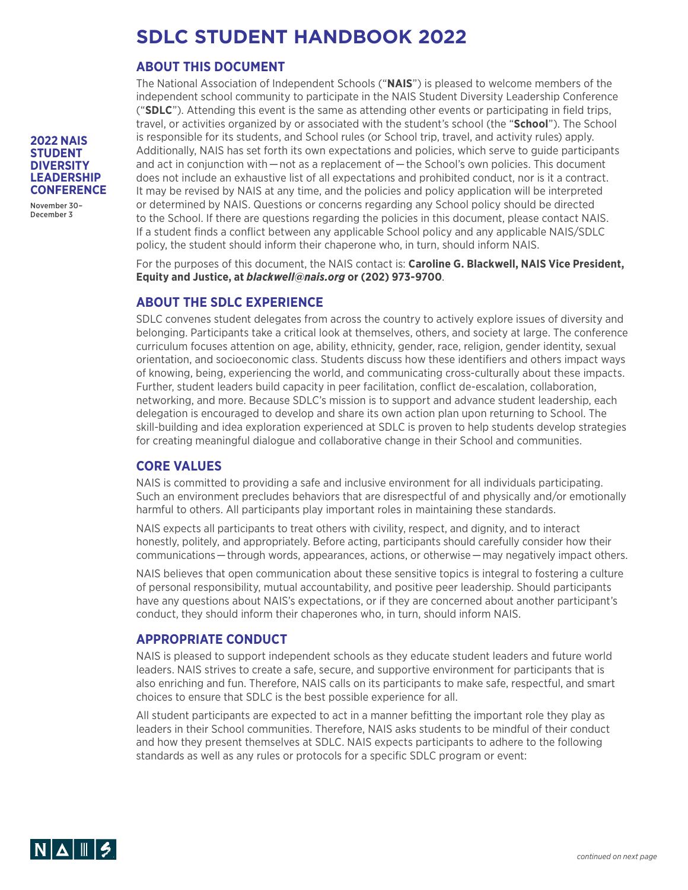# SDLC STUDENT HANDBOOK 2022

**2022 NAIS STUDENT DIVERSITY LEADERSHIP CONFERENCE**

November 30–December 3

## ABOUT THIS DOCUMENT

The National Association of Independent Schools ("**NAIS**") is pleased to welcome members of the independent school community to participate in the NAIS Student Diversity Leadership Conference ("**SDLC**"). Attending this event is the same as attending other events or participating in field trips, travel, or activities organized by or associated with the student's school (the "**School**"). The School is responsible for its students, and School rules (or School trip, travel, and activity rules) apply. Additionally, NAIS has set forth its own expectations and policies, which serve to guide participants and act in conjunction with—not as a replacement of—the School's own policies. This document does not include an exhaustive list of all expectations and prohibited conduct, nor is it a contract. It may be revised by NAIS at any time, and the policies and policy application will be interpreted or determined by NAIS. Questions or concerns regarding any School policy should be directed to the School. If there are questions regarding the policies in this document, please contact NAIS. If a student finds a conflict between any applicable School policy and any applicable NAIS/SDLC policy, the student should inform their chaperone who, in turn, should inform NAIS.

For the purposes of this document, the NAIS contact is: **Caroline G. Blackwell, NAIS Vice President, Equity and Justice, at *blackwell@nais.org* or (202) 973-9700**.

## ABOUT THE SDLC EXPERIENCE

SDLC convenes student delegates from across the country to actively explore issues of diversity and belonging. Participants take a critical look at themselves, others, and society at large. The conference curriculum focuses attention on age, ability, ethnicity, gender, race, religion, gender identity, sexual orientation, and socioeconomic class. Students discuss how these identifiers and others impact ways of knowing, being, experiencing the world, and communicating cross-culturally about these impacts. Further, student leaders build capacity in peer facilitation, conflict de-escalation, collaboration, networking, and more. Because SDLC's mission is to support and advance student leadership, each delegation is encouraged to develop and share its own action plan upon returning to School. The skill-building and idea exploration experienced at SDLC is proven to help students develop strategies for creating meaningful dialogue and collaborative change in their School and communities.

## CORE VALUES

NAIS is committed to providing a safe and inclusive environment for all individuals participating. Such an environment precludes behaviors that are disrespectful of and physically and/or emotionally harmful to others. All participants play important roles in maintaining these standards.

NAIS expects all participants to treat others with civility, respect, and dignity, and to interact honestly, politely, and appropriately. Before acting, participants should carefully consider how their communications—through words, appearances, actions, or otherwise—may negatively impact others.

NAIS believes that open communication about these sensitive topics is integral to fostering a culture of personal responsibility, mutual accountability, and positive peer leadership. Should participants have any questions about NAIS's expectations, or if they are concerned about another participant's conduct, they should inform their chaperones who, in turn, should inform NAIS.

## APPROPRIATE CONDUCT

NAIS is pleased to support independent schools as they educate student leaders and future world leaders. NAIS strives to create a safe, secure, and supportive environment for participants that is also enriching and fun. Therefore, NAIS calls on its participants to make safe, respectful, and smart choices to ensure that SDLC is the best possible experience for all.

All student participants are expected to act in a manner befitting the important role they play as leaders in their School communities. Therefore, NAIS asks students to be mindful of their conduct and how they present themselves at SDLC. NAIS expects participants to adhere to the following standards as well as any rules or protocols for a specific SDLC program or event:

*continued on next page*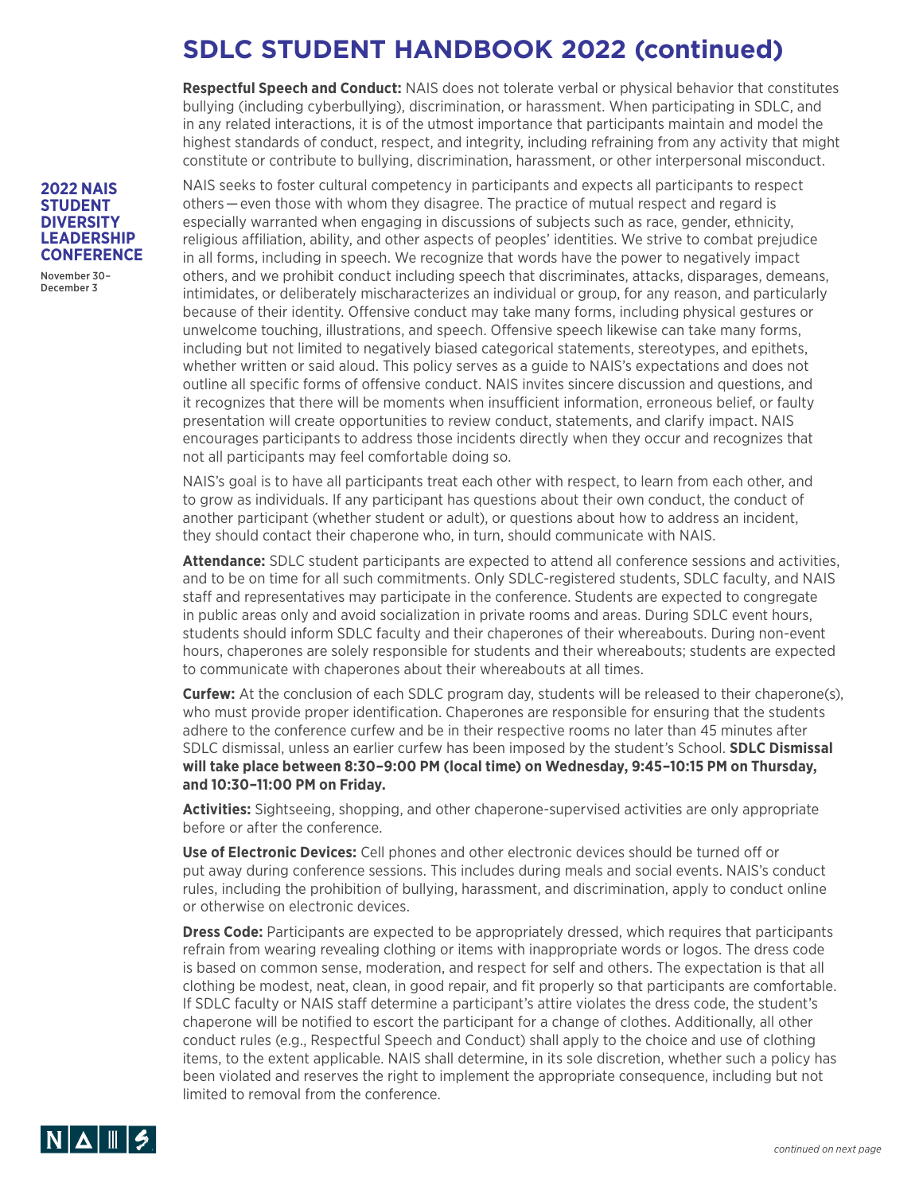# SDLC STUDENT HANDBOOK 2022 (continued)

**2022 NAIS STUDENT DIVERSITY LEADERSHIP CONFERENCE**

November 30–December 3

**Respectful Speech and Conduct:** NAIS does not tolerate verbal or physical behavior that constitutes bullying (including cyberbullying), discrimination, or harassment. When participating in SDLC, and in any related interactions, it is of the utmost importance that participants maintain and model the highest standards of conduct, respect, and integrity, including refraining from any activity that might constitute or contribute to bullying, discrimination, harassment, or other interpersonal misconduct.

NAIS seeks to foster cultural competency in participants and expects all participants to respect others—even those with whom they disagree. The practice of mutual respect and regard is especially warranted when engaging in discussions of subjects such as race, gender, ethnicity, religious affiliation, ability, and other aspects of peoples' identities. We strive to combat prejudice in all forms, including in speech. We recognize that words have the power to negatively impact others, and we prohibit conduct including speech that discriminates, attacks, disparages, demeans, intimidates, or deliberately mischaracterizes an individual or group, for any reason, and particularly because of their identity. Offensive conduct may take many forms, including physical gestures or unwelcome touching, illustrations, and speech. Offensive speech likewise can take many forms, including but not limited to negatively biased categorical statements, stereotypes, and epithets, whether written or said aloud. This policy serves as a guide to NAIS's expectations and does not outline all specific forms of offensive conduct. NAIS invites sincere discussion and questions, and it recognizes that there will be moments when insufficient information, erroneous belief, or faulty presentation will create opportunities to review conduct, statements, and clarify impact. NAIS encourages participants to address those incidents directly when they occur and recognizes that not all participants may feel comfortable doing so.

NAIS's goal is to have all participants treat each other with respect, to learn from each other, and to grow as individuals. If any participant has questions about their own conduct, the conduct of another participant (whether student or adult), or questions about how to address an incident, they should contact their chaperone who, in turn, should communicate with NAIS.

**Attendance:** SDLC student participants are expected to attend all conference sessions and activities, and to be on time for all such commitments. Only SDLC-registered students, SDLC faculty, and NAIS staff and representatives may participate in the conference. Students are expected to congregate in public areas only and avoid socialization in private rooms and areas. During SDLC event hours, students should inform SDLC faculty and their chaperones of their whereabouts. During non-event hours, chaperones are solely responsible for students and their whereabouts; students are expected to communicate with chaperones about their whereabouts at all times.

**Curfew:** At the conclusion of each SDLC program day, students will be released to their chaperone(s), who must provide proper identification. Chaperones are responsible for ensuring that the students adhere to the conference curfew and be in their respective rooms no later than 45 minutes after SDLC dismissal, unless an earlier curfew has been imposed by the student's School. **SDLC Dismissal will take place between 8:30–9:00 PM (local time) on Wednesday, 9:45–10:15 PM on Thursday, and 10:30–11:00 PM on Friday.**

**Activities:** Sightseeing, shopping, and other chaperone-supervised activities are only appropriate before or after the conference.

**Use of Electronic Devices:** Cell phones and other electronic devices should be turned off or put away during conference sessions. This includes during meals and social events. NAIS's conduct rules, including the prohibition of bullying, harassment, and discrimination, apply to conduct online or otherwise on electronic devices.

**Dress Code:** Participants are expected to be appropriately dressed, which requires that participants refrain from wearing revealing clothing or items with inappropriate words or logos. The dress code is based on common sense, moderation, and respect for self and others. The expectation is that all clothing be modest, neat, clean, in good repair, and fit properly so that participants are comfortable. If SDLC faculty or NAIS staff determine a participant's attire violates the dress code, the student's chaperone will be notified to escort the participant for a change of clothes. Additionally, all other conduct rules (e.g., Respectful Speech and Conduct) shall apply to the choice and use of clothing items, to the extent applicable. NAIS shall determine, in its sole discretion, whether such a policy has been violated and reserves the right to implement the appropriate consequence, including but not limited to removal from the conference.

*continued on next page*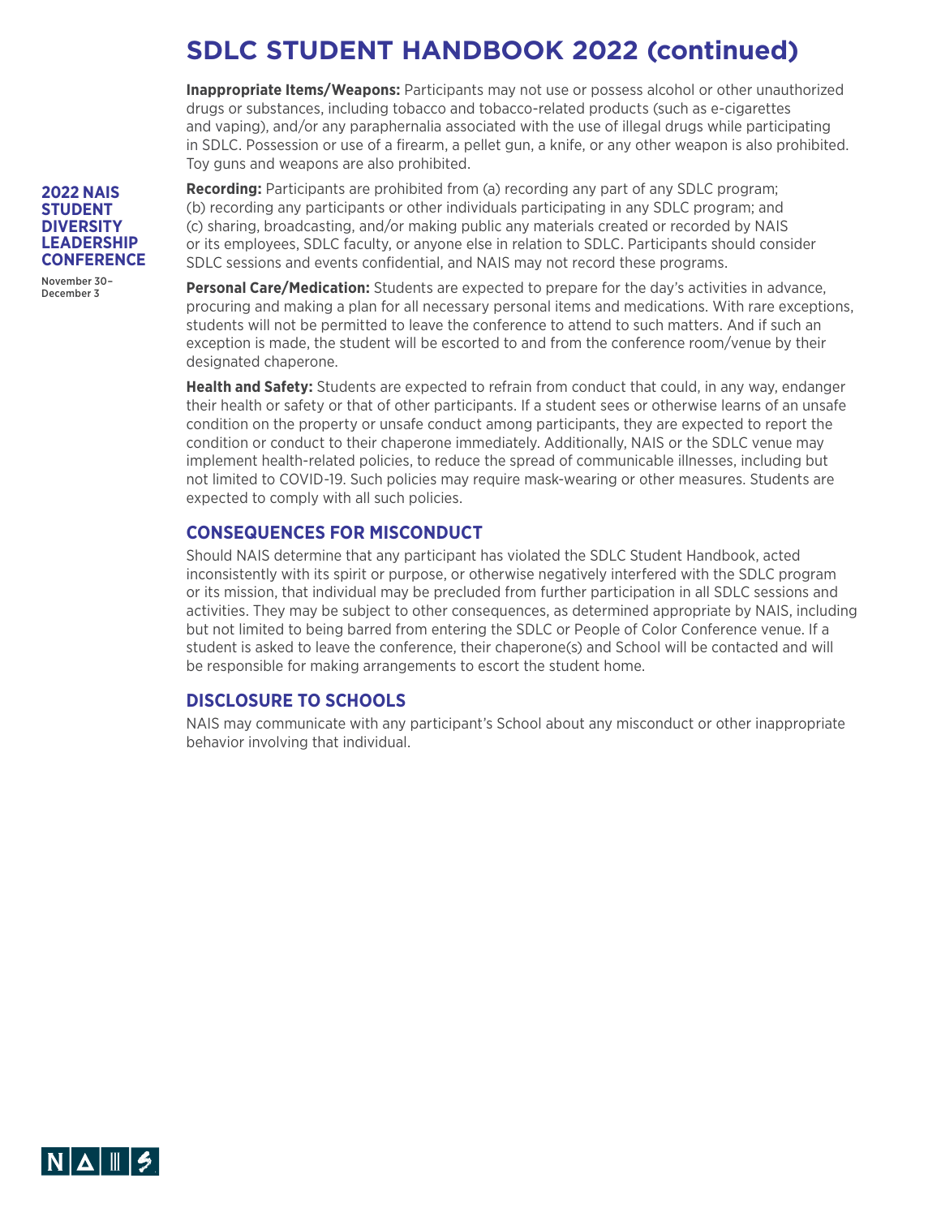# SDLC STUDENT HANDBOOK 2022 (continued)

**Inappropriate Items/Weapons:** Participants may not use or possess alcohol or other unauthorized drugs or substances, including tobacco and tobacco-related products (such as e-cigarettes and vaping), and/or any paraphernalia associated with the use of illegal drugs while participating in SDLC. Possession or use of a firearm, a pellet gun, a knife, or any other weapon is also prohibited. Toy guns and weapons are also prohibited.

**Recording:** Participants are prohibited from (a) recording any part of any SDLC program; (b) recording any participants or other individuals participating in any SDLC program; and (c) sharing, broadcasting, and/or making public any materials created or recorded by NAIS or its employees, SDLC faculty, or anyone else in relation to SDLC. Participants should consider SDLC sessions and events confidential, and NAIS may not record these programs.

**Personal Care/Medication:** Students are expected to prepare for the day's activities in advance, procuring and making a plan for all necessary personal items and medications. With rare exceptions, students will not be permitted to leave the conference to attend to such matters. And if such an exception is made, the student will be escorted to and from the conference room/venue by their designated chaperone.

**Health and Safety:** Students are expected to refrain from conduct that could, in any way, endanger their health or safety or that of other participants. If a student sees or otherwise learns of an unsafe condition on the property or unsafe conduct among participants, they are expected to report the condition or conduct to their chaperone immediately. Additionally, NAIS or the SDLC venue may implement health-related policies, to reduce the spread of communicable illnesses, including but not limited to COVID-19. Such policies may require mask-wearing or other measures. Students are expected to comply with all such policies.

## CONSEQUENCES FOR MISCONDUCT

Should NAIS determine that any participant has violated the SDLC Student Handbook, acted inconsistently with its spirit or purpose, or otherwise negatively interfered with the SDLC program or its mission, that individual may be precluded from further participation in all SDLC sessions and activities. They may be subject to other consequences, as determined appropriate by NAIS, including but not limited to being barred from entering the SDLC or People of Color Conference venue. If a student is asked to leave the conference, their chaperone(s) and School will be contacted and will be responsible for making arrangements to escort the student home.

## DISCLOSURE TO SCHOOLS

NAIS may communicate with any participant's School about any misconduct or other inappropriate behavior involving that individual.